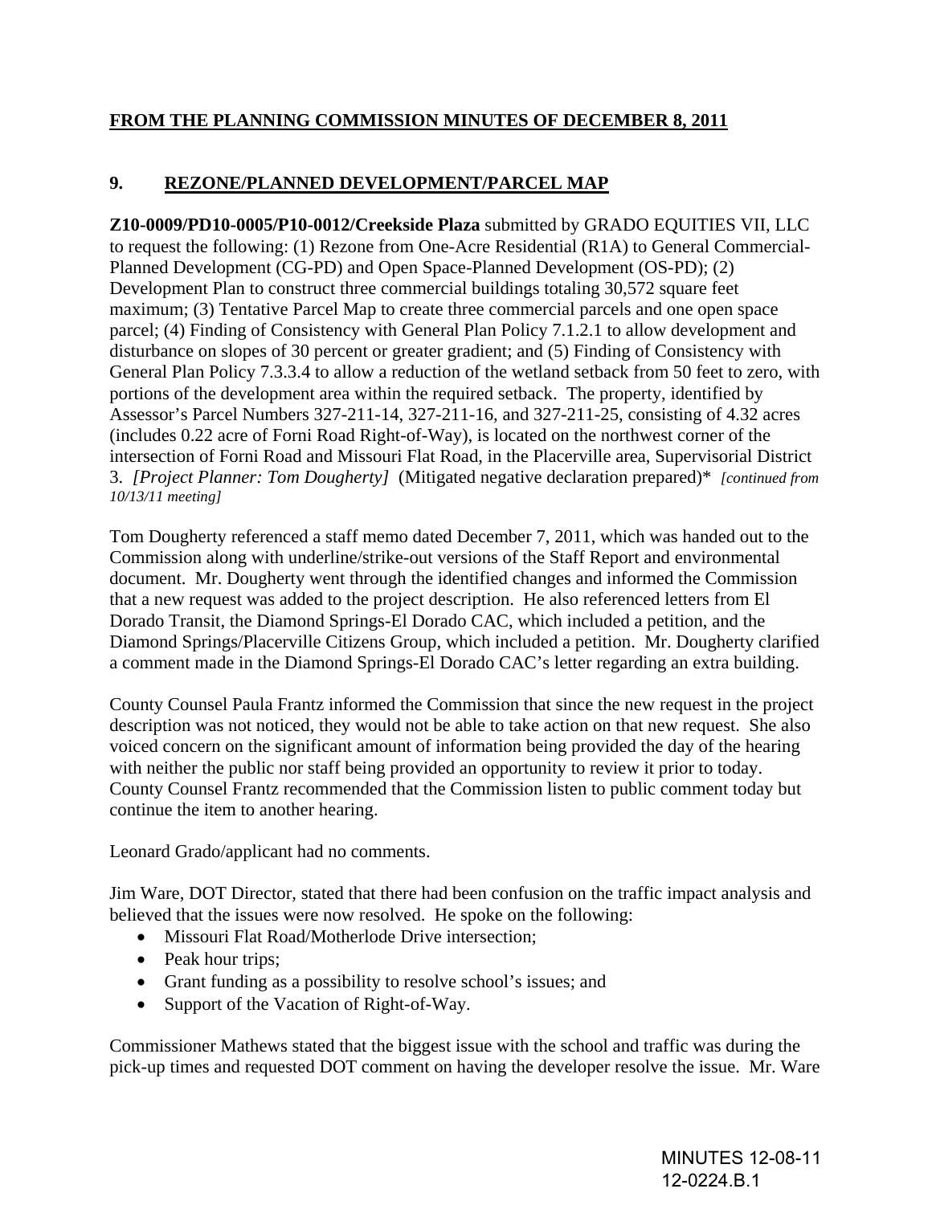**FROM THE PLANNING COMMISSION MINUTES OF DECEMBER 8, 2011**

**9. REZONE/PLANNED DEVELOPMENT/PARCEL MAP**

**Z10-0009/PD10-0005/P10-0012/Creekside Plaza** submitted by GRADO EQUITIES VII, LLC to request the following: (1) Rezone from One-Acre Residential (R1A) to General Commercial-Planned Development (CG-PD) and Open Space-Planned Development (OS-PD); (2) Development Plan to construct three commercial buildings totaling 30,572 square feet maximum; (3) Tentative Parcel Map to create three commercial parcels and one open space parcel; (4) Finding of Consistency with General Plan Policy 7.1.2.1 to allow development and disturbance on slopes of 30 percent or greater gradient; and (5) Finding of Consistency with General Plan Policy 7.3.3.4 to allow a reduction of the wetland setback from 50 feet to zero, with portions of the development area within the required setback. The property, identified by Assessor's Parcel Numbers 327-211-14, 327-211-16, and 327-211-25, consisting of 4.32 acres (includes 0.22 acre of Forni Road Right-of-Way), is located on the northwest corner of the intersection of Forni Road and Missouri Flat Road, in the Placerville area, Supervisorial District 3. *[Project Planner: Tom Dougherty]* (Mitigated negative declaration prepared)* *[continued from 10/13/11 meeting]*

Tom Dougherty referenced a staff memo dated December 7, 2011, which was handed out to the Commission along with underline/strike-out versions of the Staff Report and environmental document. Mr. Dougherty went through the identified changes and informed the Commission that a new request was added to the project description. He also referenced letters from El Dorado Transit, the Diamond Springs-El Dorado CAC, which included a petition, and the Diamond Springs/Placerville Citizens Group, which included a petition. Mr. Dougherty clarified a comment made in the Diamond Springs-El Dorado CAC's letter regarding an extra building.

County Counsel Paula Frantz informed the Commission that since the new request in the project description was not noticed, they would not be able to take action on that new request. She also voiced concern on the significant amount of information being provided the day of the hearing with neither the public nor staff being provided an opportunity to review it prior to today. County Counsel Frantz recommended that the Commission listen to public comment today but continue the item to another hearing.

Leonard Grado/applicant had no comments.

Jim Ware, DOT Director, stated that there had been confusion on the traffic impact analysis and believed that the issues were now resolved. He spoke on the following:

- Missouri Flat Road/Motherlode Drive intersection;
- Peak hour trips;
- Grant funding as a possibility to resolve school's issues; and
- Support of the Vacation of Right-of-Way.

Commissioner Mathews stated that the biggest issue with the school and traffic was during the pick-up times and requested DOT comment on having the developer resolve the issue. Mr. Ware

MINUTES 12-08-11
12-0224.B.1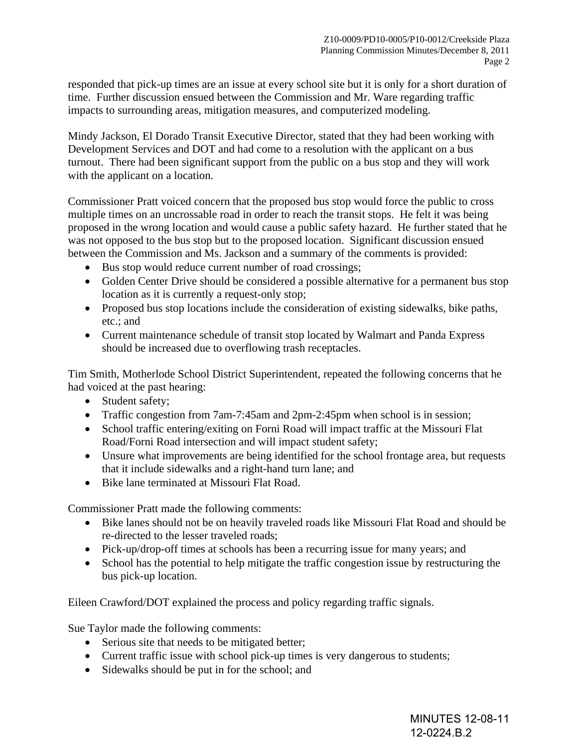responded that pick-up times are an issue at every school site but it is only for a short duration of time. Further discussion ensued between the Commission and Mr. Ware regarding traffic impacts to surrounding areas, mitigation measures, and computerized modeling.

Mindy Jackson, El Dorado Transit Executive Director, stated that they had been working with Development Services and DOT and had come to a resolution with the applicant on a bus turnout. There had been significant support from the public on a bus stop and they will work with the applicant on a location.

Commissioner Pratt voiced concern that the proposed bus stop would force the public to cross multiple times on an uncrossable road in order to reach the transit stops. He felt it was being proposed in the wrong location and would cause a public safety hazard. He further stated that he was not opposed to the bus stop but to the proposed location. Significant discussion ensued between the Commission and Ms. Jackson and a summary of the comments is provided:

- Bus stop would reduce current number of road crossings;
- Golden Center Drive should be considered a possible alternative for a permanent bus stop location as it is currently a request-only stop;
- Proposed bus stop locations include the consideration of existing sidewalks, bike paths, etc.; and
- Current maintenance schedule of transit stop located by Walmart and Panda Express should be increased due to overflowing trash receptacles.

Tim Smith, Motherlode School District Superintendent, repeated the following concerns that he had voiced at the past hearing:

- Student safety;
- Traffic congestion from 7am-7:45am and 2pm-2:45pm when school is in session;
- School traffic entering/exiting on Forni Road will impact traffic at the Missouri Flat Road/Forni Road intersection and will impact student safety;
- Unsure what improvements are being identified for the school frontage area, but requests that it include sidewalks and a right-hand turn lane; and
- Bike lane terminated at Missouri Flat Road.

Commissioner Pratt made the following comments:

- Bike lanes should not be on heavily traveled roads like Missouri Flat Road and should be re-directed to the lesser traveled roads;
- Pick-up/drop-off times at schools has been a recurring issue for many years; and
- School has the potential to help mitigate the traffic congestion issue by restructuring the bus pick-up location.

Eileen Crawford/DOT explained the process and policy regarding traffic signals.

Sue Taylor made the following comments:

- Serious site that needs to be mitigated better;
- Current traffic issue with school pick-up times is very dangerous to students;
- Sidewalks should be put in for the school; and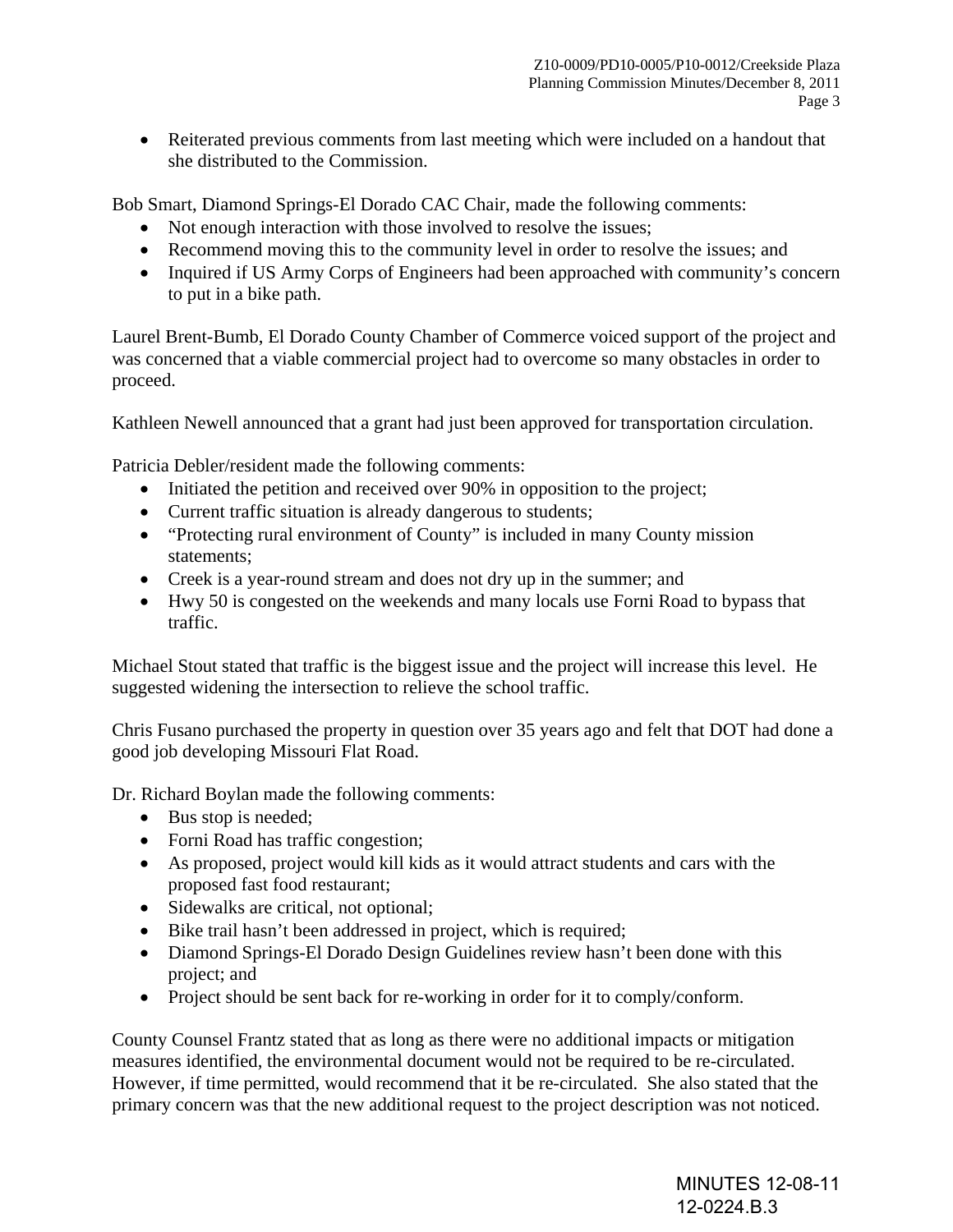- Reiterated previous comments from last meeting which were included on a handout that she distributed to the Commission.

Bob Smart, Diamond Springs-El Dorado CAC Chair, made the following comments:

- Not enough interaction with those involved to resolve the issues;
- Recommend moving this to the community level in order to resolve the issues; and
- Inquired if US Army Corps of Engineers had been approached with community's concern to put in a bike path.

Laurel Brent-Bumb, El Dorado County Chamber of Commerce voiced support of the project and was concerned that a viable commercial project had to overcome so many obstacles in order to proceed.

Kathleen Newell announced that a grant had just been approved for transportation circulation.

Patricia Debler/resident made the following comments:

- Initiated the petition and received over 90% in opposition to the project;
- Current traffic situation is already dangerous to students;
- "Protecting rural environment of County" is included in many County mission statements;
- Creek is a year-round stream and does not dry up in the summer; and
- Hwy 50 is congested on the weekends and many locals use Forni Road to bypass that traffic.

Michael Stout stated that traffic is the biggest issue and the project will increase this level. He suggested widening the intersection to relieve the school traffic.

Chris Fusano purchased the property in question over 35 years ago and felt that DOT had done a good job developing Missouri Flat Road.

Dr. Richard Boylan made the following comments:

- Bus stop is needed;
- Forni Road has traffic congestion;
- As proposed, project would kill kids as it would attract students and cars with the proposed fast food restaurant;
- Sidewalks are critical, not optional;
- Bike trail hasn't been addressed in project, which is required;
- Diamond Springs-El Dorado Design Guidelines review hasn't been done with this project; and
- Project should be sent back for re-working in order for it to comply/conform.

County Counsel Frantz stated that as long as there were no additional impacts or mitigation measures identified, the environmental document would not be required to be re-circulated. However, if time permitted, would recommend that it be re-circulated. She also stated that the primary concern was that the new additional request to the project description was not noticed.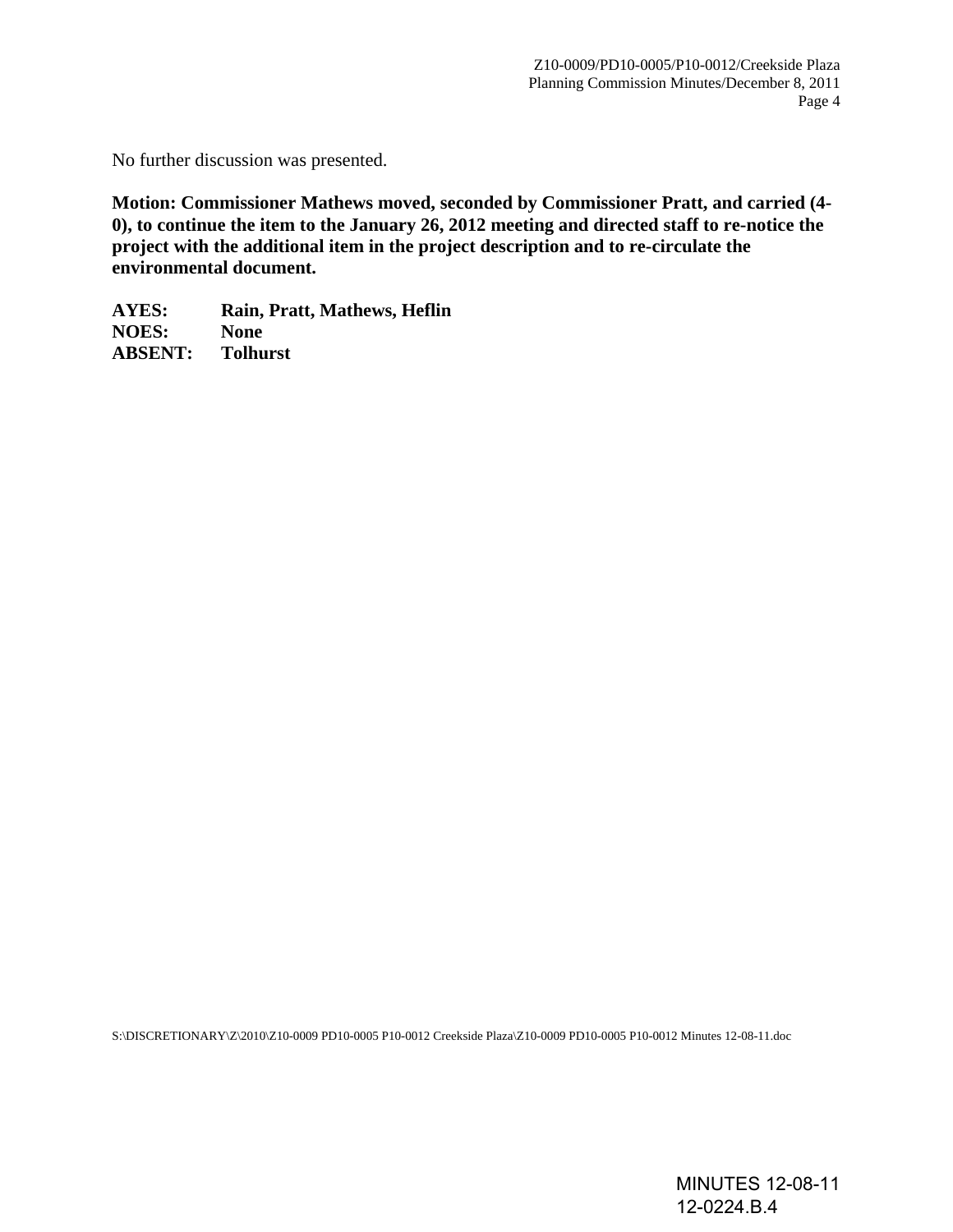No further discussion was presented.

**Motion: Commissioner Mathews moved, seconded by Commissioner Pratt, and carried (4-0), to continue the item to the January 26, 2012 meeting and directed staff to re-notice the project with the additional item in the project description and to re-circulate the environmental document.**

**AYES: Rain, Pratt, Mathews, Heflin**
**NOES: None**
**ABSENT: Tolhurst**

S:\DISCRETIONARY\Z\2010\Z10-0009 PD10-0005 P10-0012 Creekside Plaza\Z10-0009 PD10-0005 P10-0012 Minutes 12-08-11.doc

MINUTES 12-08-11
12-0224.B.4